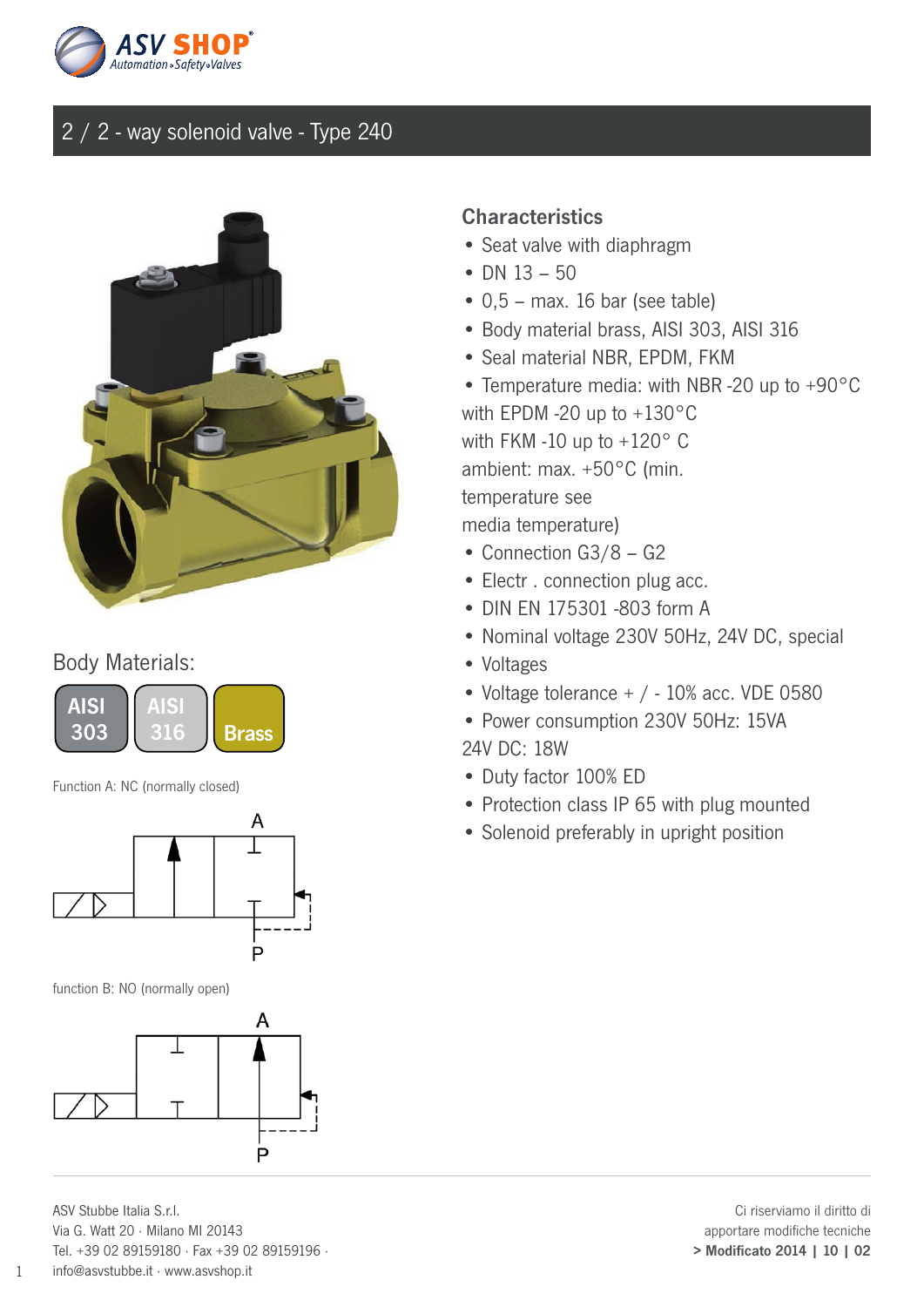# 2 / 2 - way solenoid valve - Type 240

Body Materials:

AISI 303 | AISI 316 | Brass

Function A: NC (normally closed)

function B: NO (normally open)

## Characteristics

- Seat valve with diaphragm
- DN 13 – 50
- 0,5 – max. 16 bar (see table)
- Body material brass, AISI 303, AISI 316
- Seal material NBR, EPDM, FKM
- Temperature media: with NBR -20 up to +90°C
  with EPDM -20 up to +130°C
  with FKM -10 up to +120° C
  ambient: max. +50°C (min. temperature see media temperature)
- Connection G3/8 – G2
- Electr . connection plug acc.
- DIN EN 175301 -803 form A
- Nominal voltage 230V 50Hz, 24V DC, special
- Voltages
- Voltage tolerance + / - 10% acc. VDE 0580
- Power consumption 230V 50Hz: 15VA
  24V DC: 18W
- Duty factor 100% ED
- Protection class IP 65 with plug mounted
- Solenoid preferably in upright position

ASV Stubbe Italia S.r.l.
Via G. Watt 20 · Milano MI 20143
Tel. +39 02 89159180 · Fax +39 02 89159196 ·
info@asvstubbe.it · www.asvshop.it

Ci riserviamo il diritto di apportare modifiche tecniche
**> Modificato 2014 | 10 | 02**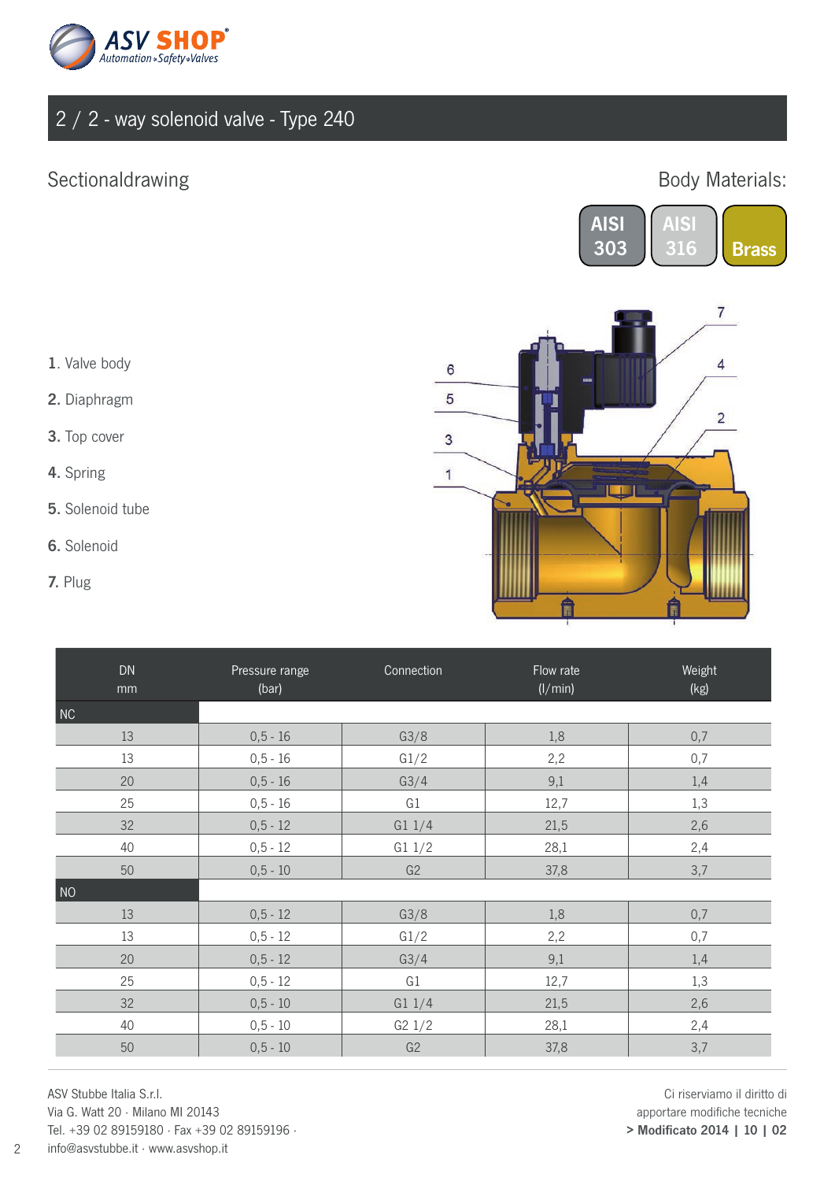# 2 / 2 - way solenoid valve - Type 240

## Sectionaldrawing

Body Materials:

AISI 303 | AISI 316 | Brass

1. Valve body
2. Diaphragm
3. Top cover
4. Spring
5. Solenoid tube
6. Solenoid
7. Plug

| DN mm | Pressure range (bar) | Connection | Flow rate (l/min) | Weight (kg) |
|---|---|---|---|---|
| NC | | | | |
| 13 | 0,5 - 16 | G3/8 | 1,8 | 0,7 |
| 13 | 0,5 - 16 | G1/2 | 2,2 | 0,7 |
| 20 | 0,5 - 16 | G3/4 | 9,1 | 1,4 |
| 25 | 0,5 - 16 | G1 | 12,7 | 1,3 |
| 32 | 0,5 - 12 | G1 1/4 | 21,5 | 2,6 |
| 40 | 0,5 - 12 | G1 1/2 | 28,1 | 2,4 |
| 50 | 0,5 - 10 | G2 | 37,8 | 3,7 |
| NO | | | | |
| 13 | 0,5 - 12 | G3/8 | 1,8 | 0,7 |
| 13 | 0,5 - 12 | G1/2 | 2,2 | 0,7 |
| 20 | 0,5 - 12 | G3/4 | 9,1 | 1,4 |
| 25 | 0,5 - 12 | G1 | 12,7 | 1,3 |
| 32 | 0,5 - 10 | G1 1/4 | 21,5 | 2,6 |
| 40 | 0,5 - 10 | G2 1/2 | 28,1 | 2,4 |
| 50 | 0,5 - 10 | G2 | 37,8 | 3,7 |

ASV Stubbe Italia S.r.l.
Via G. Watt 20 · Milano MI 20143
Tel. +39 02 89159180 · Fax +39 02 89159196 ·
info@asvstubbe.it · www.asvshop.it

Ci riserviamo il diritto di apportare modifiche tecniche
**> Modificato 2014 | 10 | 02**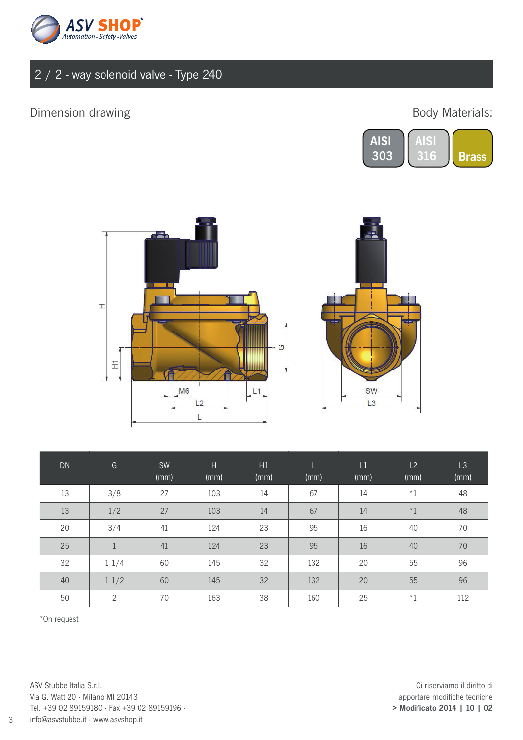## 2 / 2 - way solenoid valve - Type 240

### Dimension drawing

Body Materials:

AISI 303 | AISI 316 | Brass

| DN | G | SW (mm) | H (mm) | H1 (mm) | L (mm) | L1 (mm) | L2 (mm) | L3 (mm) |
|---|---|---|---|---|---|---|---|---|
| 13 | 3/8 | 27 | 103 | 14 | 67 | 14 | *1 | 48 |
| 13 | 1/2 | 27 | 103 | 14 | 67 | 14 | *1 | 48 |
| 20 | 3/4 | 41 | 124 | 23 | 95 | 16 | 40 | 70 |
| 25 | 1 | 41 | 124 | 23 | 95 | 16 | 40 | 70 |
| 32 | 1 1/4 | 60 | 145 | 32 | 132 | 20 | 55 | 96 |
| 40 | 1 1/2 | 60 | 145 | 32 | 132 | 20 | 55 | 96 |
| 50 | 2 | 70 | 163 | 38 | 160 | 25 | *1 | 112 |

*On request

ASV Stubbe Italia S.r.l.
Via G. Watt 20 · Milano MI 20143
Tel. +39 02 89159180 · Fax +39 02 89159196 ·
info@asvstubbe.it · www.asvshop.it

Ci riserviamo il diritto di apportare modifiche tecniche
**> Modificato 2014 | 10 | 02**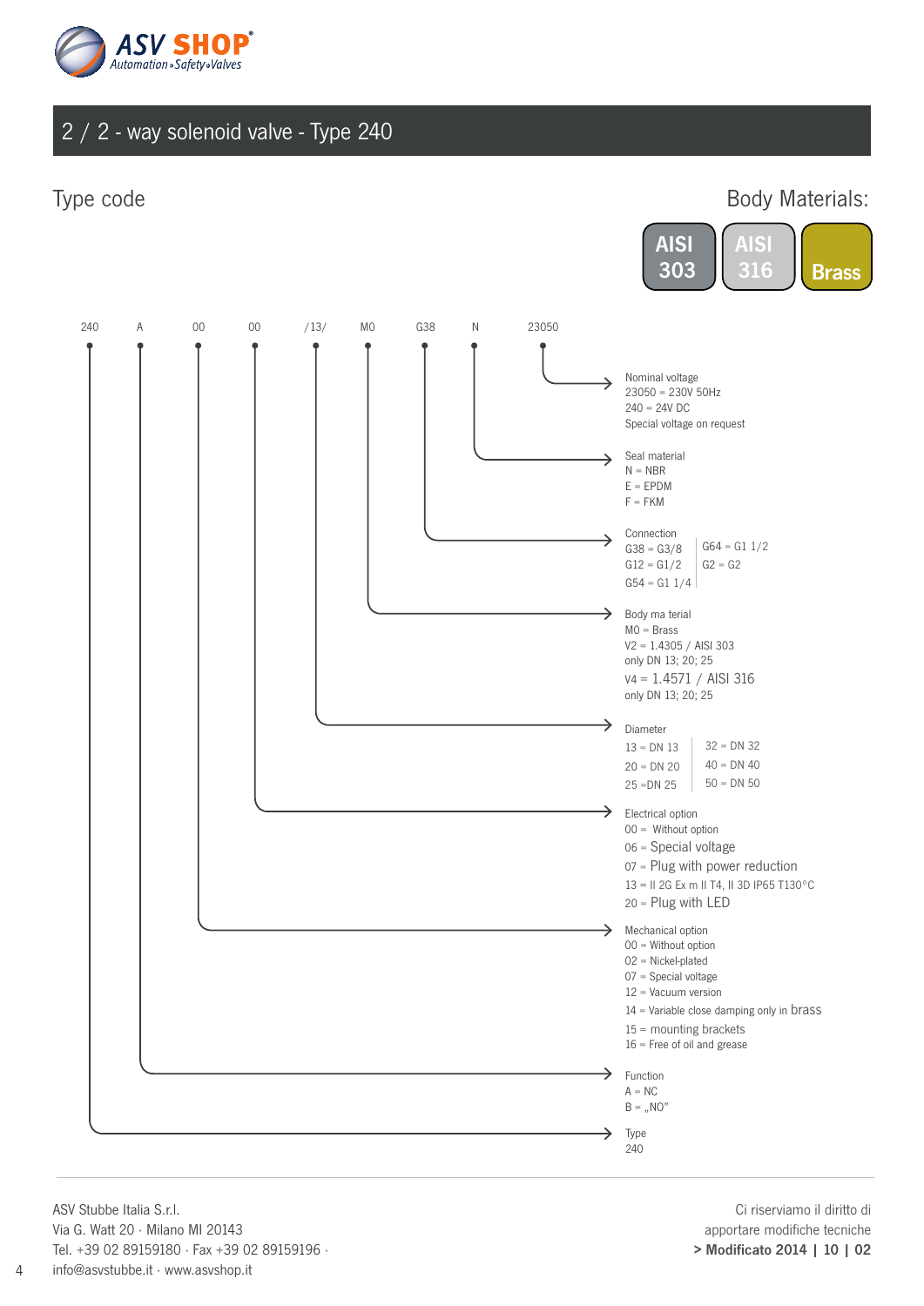# 2 / 2 - way solenoid valve - Type 240

## Type code

**Body Materials:** AISI 303 | AISI 316 | Brass

240 A 00 00 /13/ M0 G38 N 23050

**Nominal voltage**
23050 = 230V 50Hz
240 = 24V DC
Special voltage on request

**Seal material**
N = NBR
E = EPDM
F = FKM

**Connection**
G38 = G3/8
G12 = G1/2
G54 = G1 1/4
G64 = G1 1/2
G2 = G2

**Body ma terial**
M0 = Brass
V2 = 1.4305 / AISI 303
only DN 13; 20; 25
V4 = 1.4571 / AISI 316
only DN 13; 20; 25

**Diameter**
13 = DN 13
20 = DN 20
25 =DN 25
32 = DN 32
40 = DN 40
50 = DN 50

**Electrical option**
00 = Without option
06 = Special voltage
07 = Plug with power reduction
13 = II 2G Ex m II T4, II 3D IP65 T130°C
20 = Plug with LED

**Mechanical option**
00 = Without option
02 = Nickel-plated
07 = Special voltage
12 = Vacuum version
14 = Variable close damping only in brass
15 = mounting brackets
16 = Free of oil and grease

**Function**
A = NC
B = „NO"

**Type**
240

---

ASV Stubbe Italia S.r.l.
Via G. Watt 20 · Milano MI 20143
Tel. +39 02 89159180 · Fax +39 02 89159196 ·
info@asvstubbe.it · www.asvshop.it

Ci riserviamo il diritto di
apportare modifiche tecniche
**> Modificato 2014 | 10 | 02**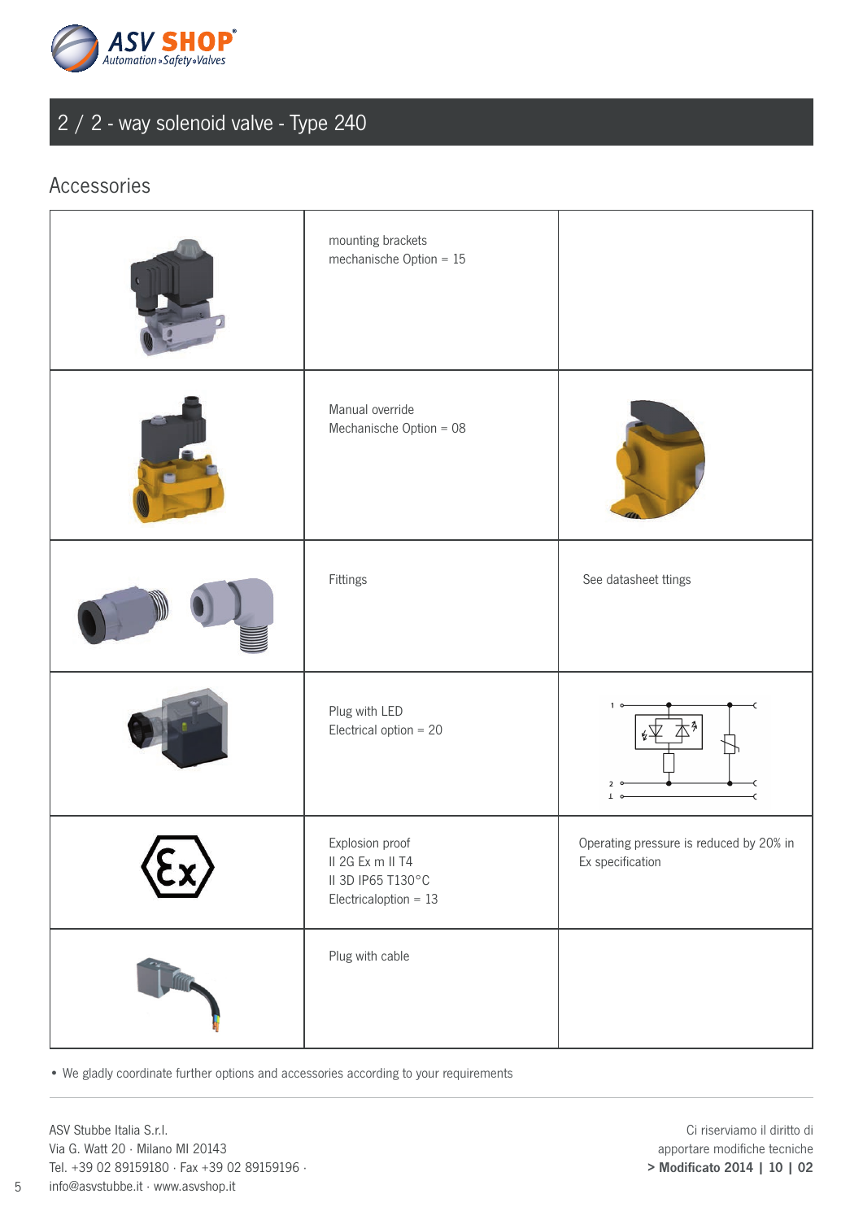## 2 / 2 - way solenoid valve - Type 240

### Accessories

| | | |
|---|---|---|
| | mounting brackets<br>mechanische Option = 15 | |
| | Manual override<br>Mechanische Option = 08 | |
| | Fittings | See datasheet ttings |
| | Plug with LED<br>Electrical option = 20 | |
| | Explosion proof<br>II 2G Ex m II T4<br>II 3D IP65 T130°C<br>Electricaloption = 13 | Operating pressure is reduced by 20% in Ex specification |
| | Plug with cable | |

- We gladly coordinate further options and accessories according to your requirements

ASV Stubbe Italia S.r.l.
Via G. Watt 20 · Milano MI 20143
Tel. +39 02 89159180 · Fax +39 02 89159196 ·
info@asvstubbe.it · www.asvshop.it

Ci riserviamo il diritto di
apportare modifiche tecniche
**> Modificato 2014 | 10 | 02**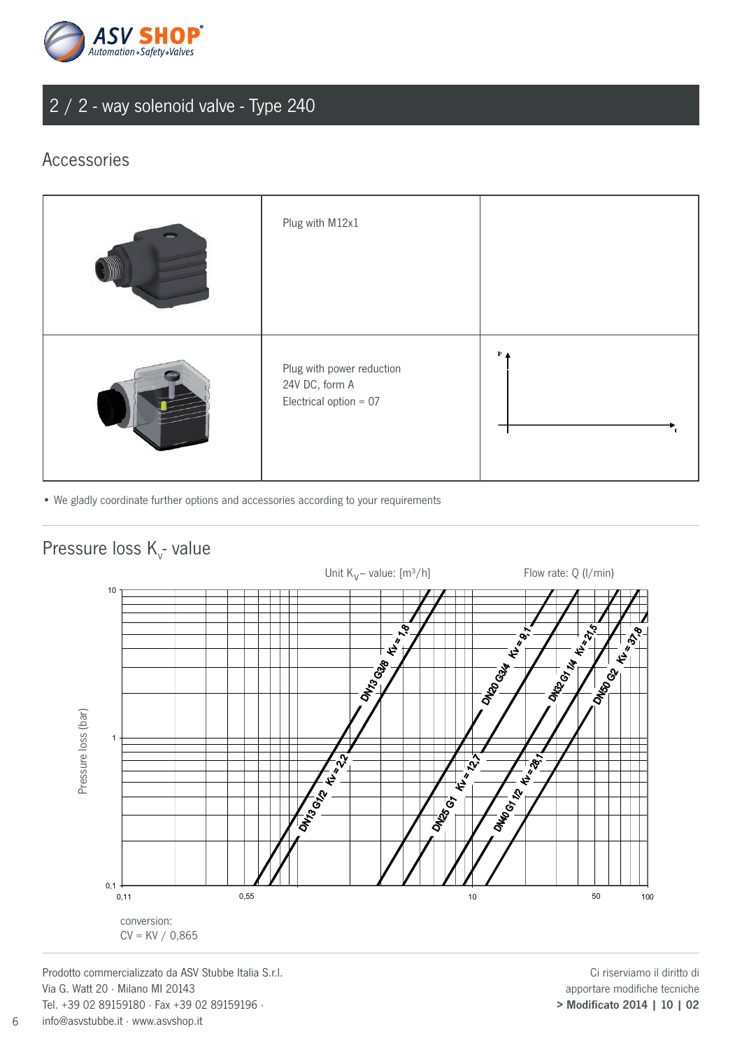# 2 / 2 - way solenoid valve - Type 240

## Accessories

| | | |
|---|---|---|
| | Plug with M12x1 | |
| | Plug with power reduction<br>24V DC, form A<br>Electrical option = 07 | |

- We gladly coordinate further options and accessories according to your requirements

## Pressure loss $K_v$- value

Unit $K_V$– value: [m³/h]

Flow rate: Q (l/min)

Pressure loss (bar)

10

1

0,1

0,11

0,55

10

50

100

DN13 G3/8 Kv = 1,8

DN13 G1/2 Kv = 2,2

DN20 G3/4 Kv = 9,1

DN25 G1 Kv = 12,7

DN32 G1 1/4 Kv = 21,5

DN40 G1 1/2 Kv = 28,1

DN50 G2 Kv = 37,8

conversion:
CV = KV / 0,865

Prodotto commercializzato da ASV Stubbe Italia S.r.l.
Via G. Watt 20 · Milano MI 20143
Tel. +39 02 89159180 · Fax +39 02 89159196 ·
info@asvstubbe.it · www.asvshop.it

Ci riserviamo il diritto di
apportare modifiche tecniche
**> Modificato 2014 | 10 | 02**